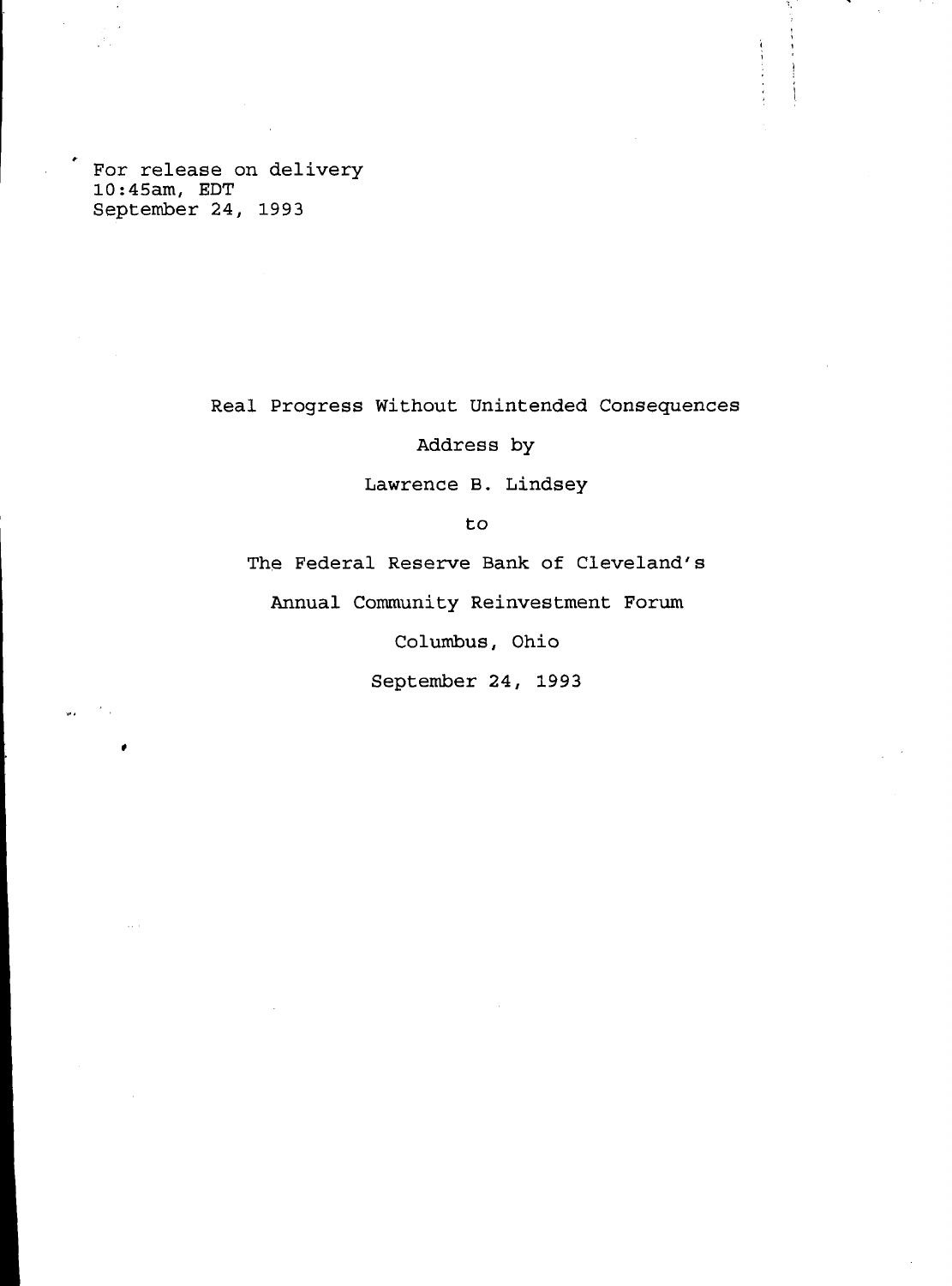For release on delivery
10:45am, EDT
September 24, 1993

# Real Progress Without Unintended Consequences

Address by

Lawrence B. Lindsey

to

The Federal Reserve Bank of Cleveland's

Annual Community Reinvestment Forum

Columbus, Ohio

September 24, 1993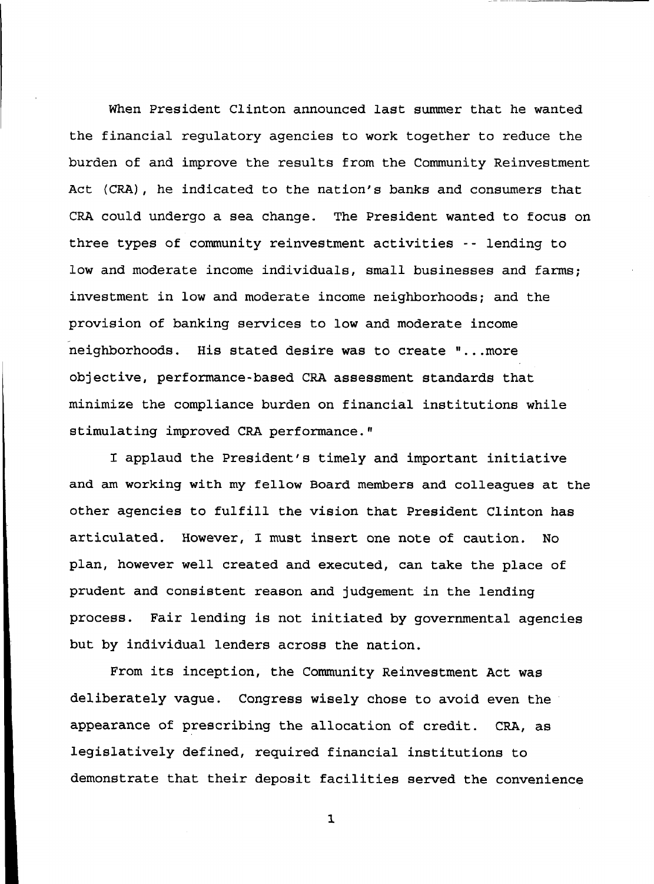When President Clinton announced last summer that he wanted the financial regulatory agencies to work together to reduce the burden of and improve the results from the Community Reinvestment Act (CRA), he indicated to the nation's banks and consumers that CRA could undergo a sea change. The President wanted to focus on three types of community reinvestment activities -- lending to low and moderate income individuals, small businesses and farms; investment in low and moderate income neighborhoods; and the provision of banking services to low and moderate income neighborhoods. His stated desire was to create "...more objective, performance-based CRA assessment standards that minimize the compliance burden on financial institutions while stimulating improved CRA performance."

I applaud the President's timely and important initiative and am working with my fellow Board members and colleagues at the other agencies to fulfill the vision that President Clinton has articulated. However, I must insert one note of caution. No plan, however well created and executed, can take the place of prudent and consistent reason and judgement in the lending process. Fair lending is not initiated by governmental agencies but by individual lenders across the nation.

From its inception, the Community Reinvestment Act was deliberately vague. Congress wisely chose to avoid even the appearance of prescribing the allocation of credit. CRA, as legislatively defined, required financial institutions to demonstrate that their deposit facilities served the convenience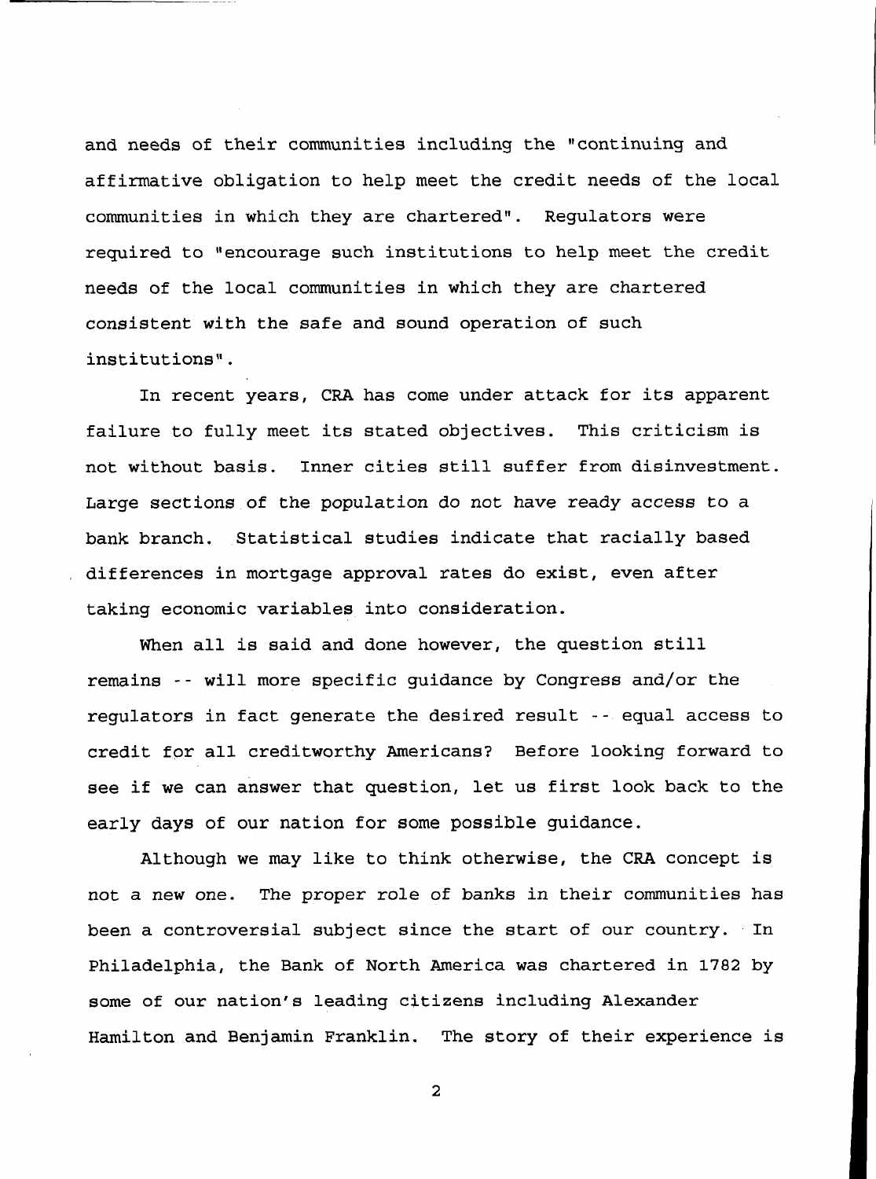and needs of their communities including the "continuing and affirmative obligation to help meet the credit needs of the local communities in which they are chartered". Regulators were required to "encourage such institutions to help meet the credit needs of the local communities in which they are chartered consistent with the safe and sound operation of such institutions".

In recent years, CRA has come under attack for its apparent failure to fully meet its stated objectives. This criticism is not without basis. Inner cities still suffer from disinvestment. Large sections of the population do not have ready access to a bank branch. Statistical studies indicate that racially based differences in mortgage approval rates do exist, even after taking economic variables into consideration.

When all is said and done however, the question still remains -- will more specific guidance by Congress and/or the regulators in fact generate the desired result -- equal access to credit for all creditworthy Americans? Before looking forward to see if we can answer that question, let us first look back to the early days of our nation for some possible guidance.

Although we may like to think otherwise, the CRA concept is not a new one. The proper role of banks in their communities has been a controversial subject since the start of our country. In Philadelphia, the Bank of North America was chartered in 1782 by some of our nation's leading citizens including Alexander Hamilton and Benjamin Franklin. The story of their experience is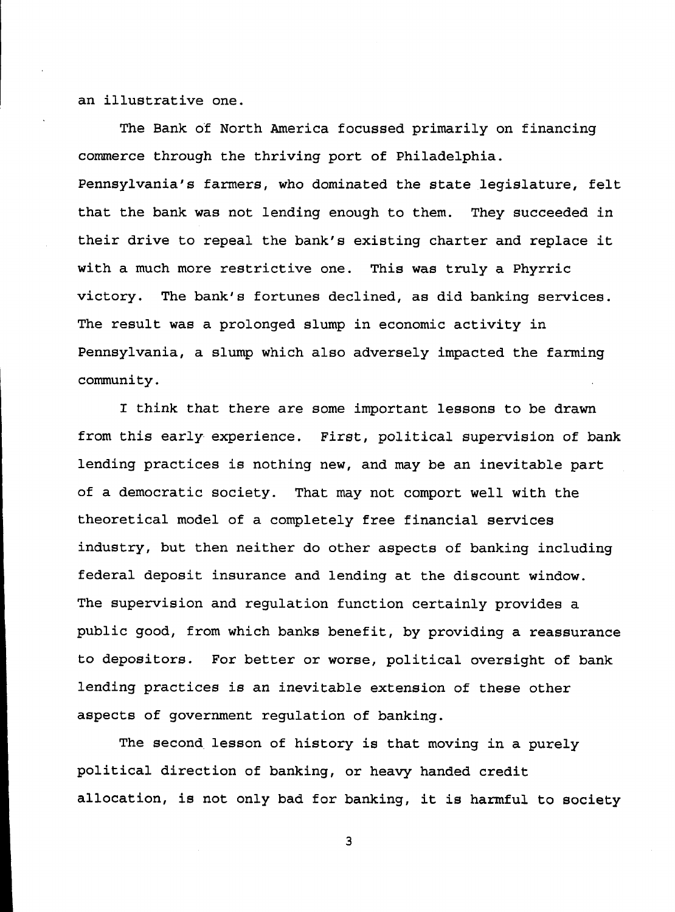an illustrative one.

The Bank of North America focussed primarily on financing commerce through the thriving port of Philadelphia. Pennsylvania's farmers, who dominated the state legislature, felt that the bank was not lending enough to them. They succeeded in their drive to repeal the bank's existing charter and replace it with a much more restrictive one. This was truly a Phyrric victory. The bank's fortunes declined, as did banking services. The result was a prolonged slump in economic activity in Pennsylvania, a slump which also adversely impacted the farming community.

I think that there are some important lessons to be drawn from this early experience. First, political supervision of bank lending practices is nothing new, and may be an inevitable part of a democratic society. That may not comport well with the theoretical model of a completely free financial services industry, but then neither do other aspects of banking including federal deposit insurance and lending at the discount window. The supervision and regulation function certainly provides a public good, from which banks benefit, by providing a reassurance to depositors. For better or worse, political oversight of bank lending practices is an inevitable extension of these other aspects of government regulation of banking.

The second lesson of history is that moving in a purely political direction of banking, or heavy handed credit allocation, is not only bad for banking, it is harmful to society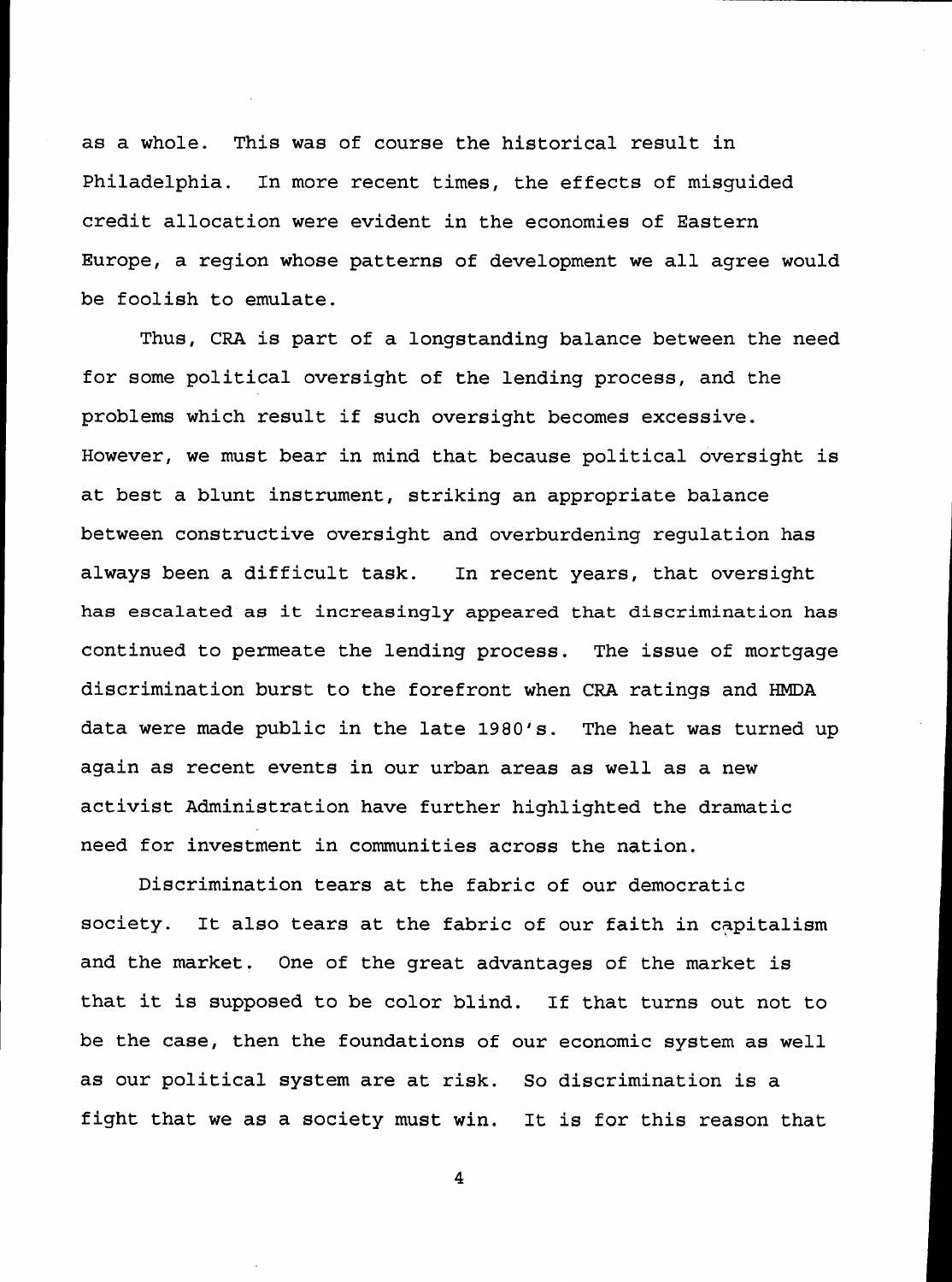as a whole. This was of course the historical result in Philadelphia. In more recent times, the effects of misguided credit allocation were evident in the economies of Eastern Europe, a region whose patterns of development we all agree would be foolish to emulate.

Thus, CRA is part of a longstanding balance between the need for some political oversight of the lending process, and the problems which result if such oversight becomes excessive. However, we must bear in mind that because political oversight is at best a blunt instrument, striking an appropriate balance between constructive oversight and overburdening regulation has always been a difficult task. In recent years, that oversight has escalated as it increasingly appeared that discrimination has continued to permeate the lending process. The issue of mortgage discrimination burst to the forefront when CRA ratings and HMDA data were made public in the late 1980's. The heat was turned up again as recent events in our urban areas as well as a new activist Administration have further highlighted the dramatic need for investment in communities across the nation.

Discrimination tears at the fabric of our democratic society. It also tears at the fabric of our faith in capitalism and the market. One of the great advantages of the market is that it is supposed to be color blind. If that turns out not to be the case, then the foundations of our economic system as well as our political system are at risk. So discrimination is a fight that we as a society must win. It is for this reason that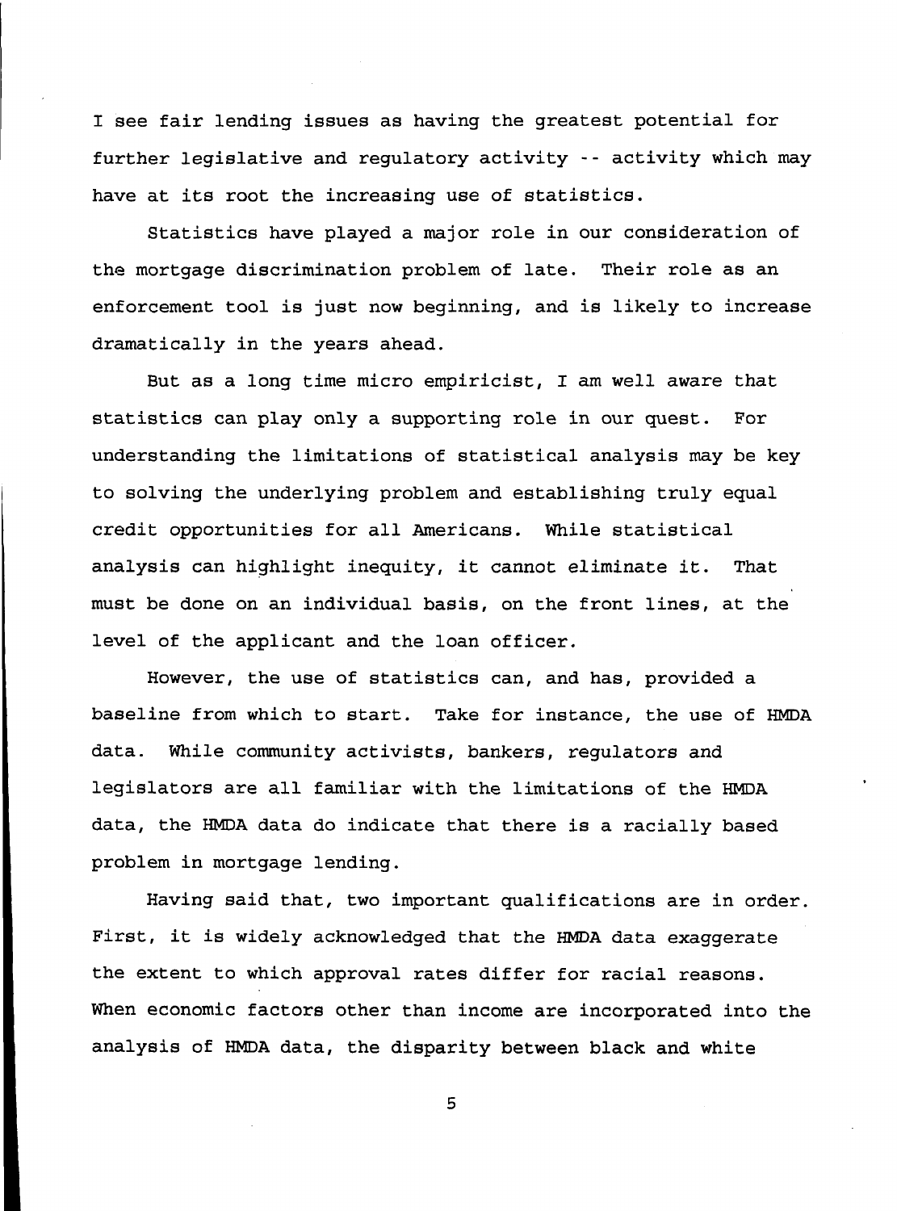I see fair lending issues as having the greatest potential for further legislative and regulatory activity -- activity which may have at its root the increasing use of statistics.

Statistics have played a major role in our consideration of the mortgage discrimination problem of late. Their role as an enforcement tool is just now beginning, and is likely to increase dramatically in the years ahead.

But as a long time micro empiricist, I am well aware that statistics can play only a supporting role in our quest. For understanding the limitations of statistical analysis may be key to solving the underlying problem and establishing truly equal credit opportunities for all Americans. While statistical analysis can highlight inequity, it cannot eliminate it. That must be done on an individual basis, on the front lines, at the level of the applicant and the loan officer.

However, the use of statistics can, and has, provided a baseline from which to start. Take for instance, the use of HMDA data. While community activists, bankers, regulators and legislators are all familiar with the limitations of the HMDA data, the HMDA data do indicate that there is a racially based problem in mortgage lending.

Having said that, two important qualifications are in order. First, it is widely acknowledged that the HMDA data exaggerate the extent to which approval rates differ for racial reasons. When economic factors other than income are incorporated into the analysis of HMDA data, the disparity between black and white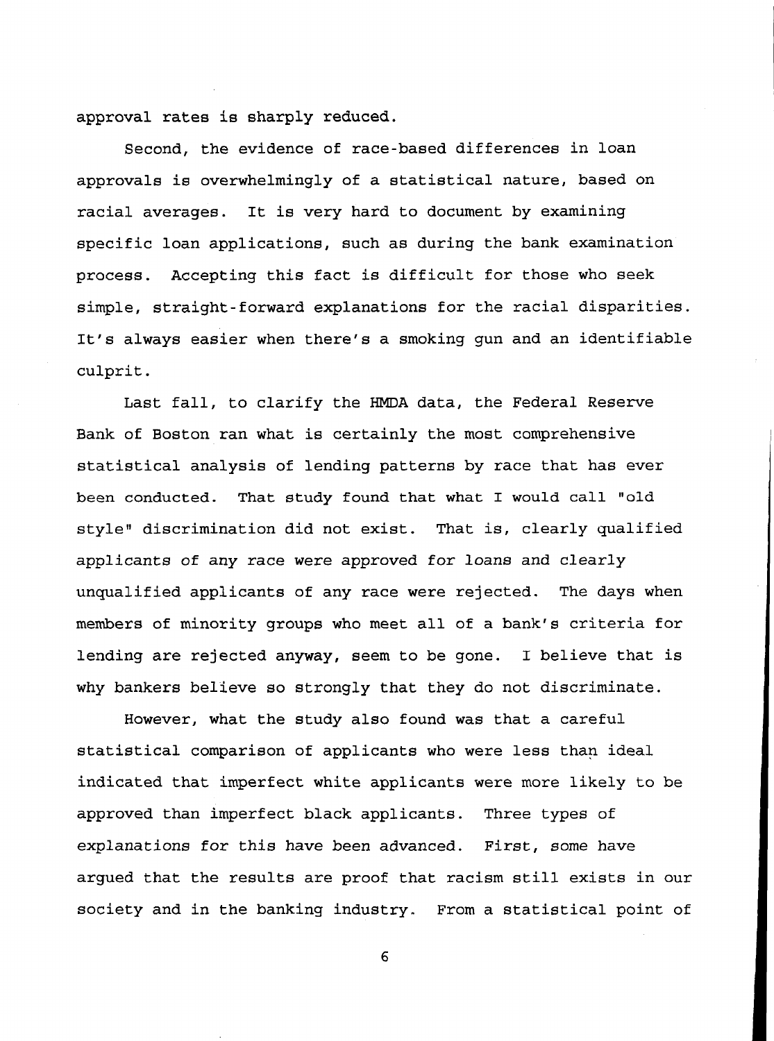approval rates is sharply reduced.

Second, the evidence of race-based differences in loan approvals is overwhelmingly of a statistical nature, based on racial averages. It is very hard to document by examining specific loan applications, such as during the bank examination process. Accepting this fact is difficult for those who seek simple, straight-forward explanations for the racial disparities. It's always easier when there's a smoking gun and an identifiable culprit.

Last fall, to clarify the HMDA data, the Federal Reserve Bank of Boston ran what is certainly the most comprehensive statistical analysis of lending patterns by race that has ever been conducted. That study found that what I would call "old style" discrimination did not exist. That is, clearly qualified applicants of any race were approved for loans and clearly unqualified applicants of any race were rejected. The days when members of minority groups who meet all of a bank's criteria for lending are rejected anyway, seem to be gone. I believe that is why bankers believe so strongly that they do not discriminate.

However, what the study also found was that a careful statistical comparison of applicants who were less than ideal indicated that imperfect white applicants were more likely to be approved than imperfect black applicants. Three types of explanations for this have been advanced. First, some have argued that the results are proof that racism still exists in our society and in the banking industry. From a statistical point of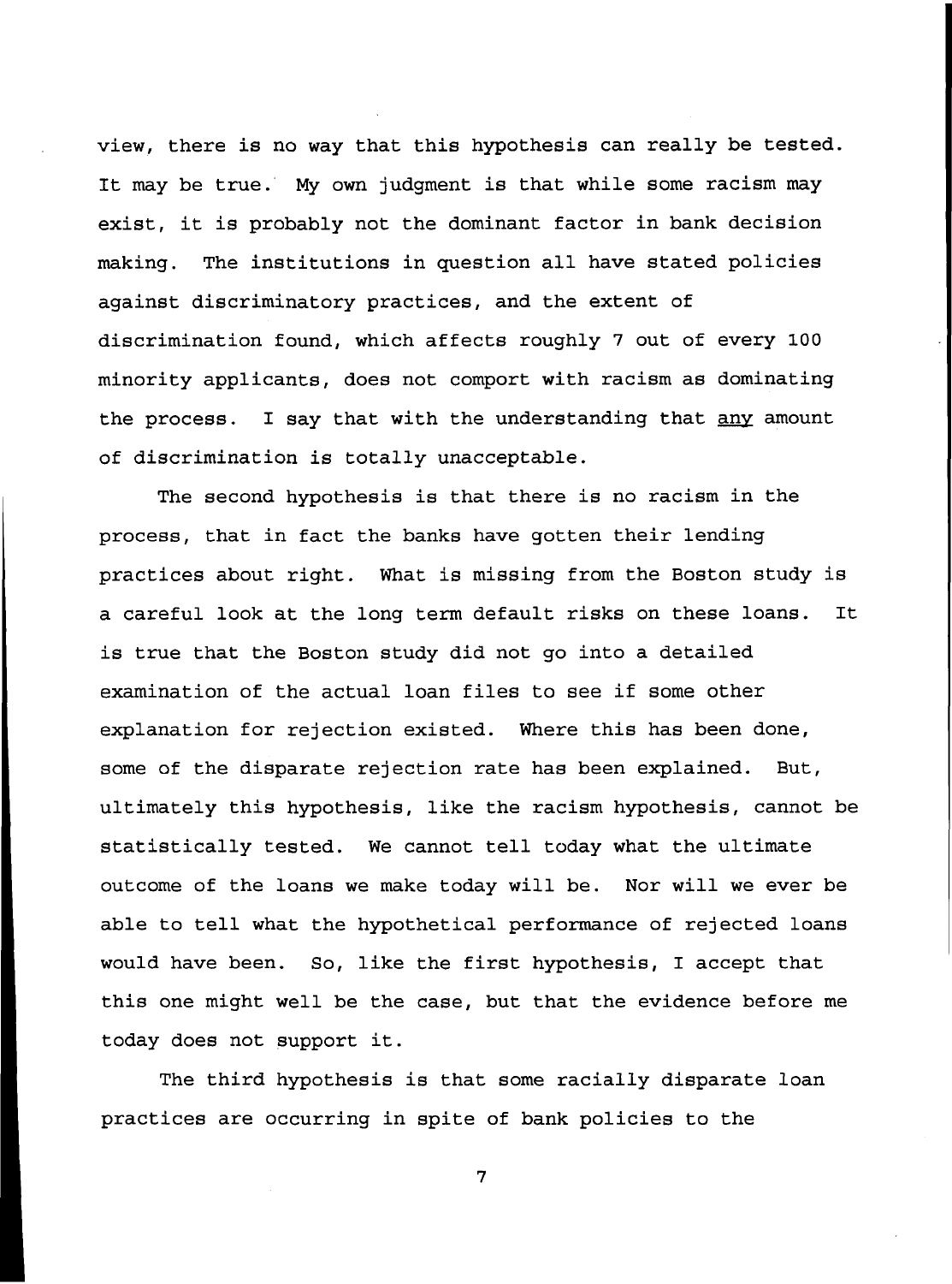view, there is no way that this hypothesis can really be tested. It may be true. My own judgment is that while some racism may exist, it is probably not the dominant factor in bank decision making. The institutions in question all have stated policies against discriminatory practices, and the extent of discrimination found, which affects roughly 7 out of every 100 minority applicants, does not comport with racism as dominating the process. I say that with the understanding that <u>any</u> amount of discrimination is totally unacceptable.

The second hypothesis is that there is no racism in the process, that in fact the banks have gotten their lending practices about right. What is missing from the Boston study is a careful look at the long term default risks on these loans. It is true that the Boston study did not go into a detailed examination of the actual loan files to see if some other explanation for rejection existed. Where this has been done, some of the disparate rejection rate has been explained. But, ultimately this hypothesis, like the racism hypothesis, cannot be statistically tested. We cannot tell today what the ultimate outcome of the loans we make today will be. Nor will we ever be able to tell what the hypothetical performance of rejected loans would have been. So, like the first hypothesis, I accept that this one might well be the case, but that the evidence before me today does not support it.

The third hypothesis is that some racially disparate loan practices are occurring in spite of bank policies to the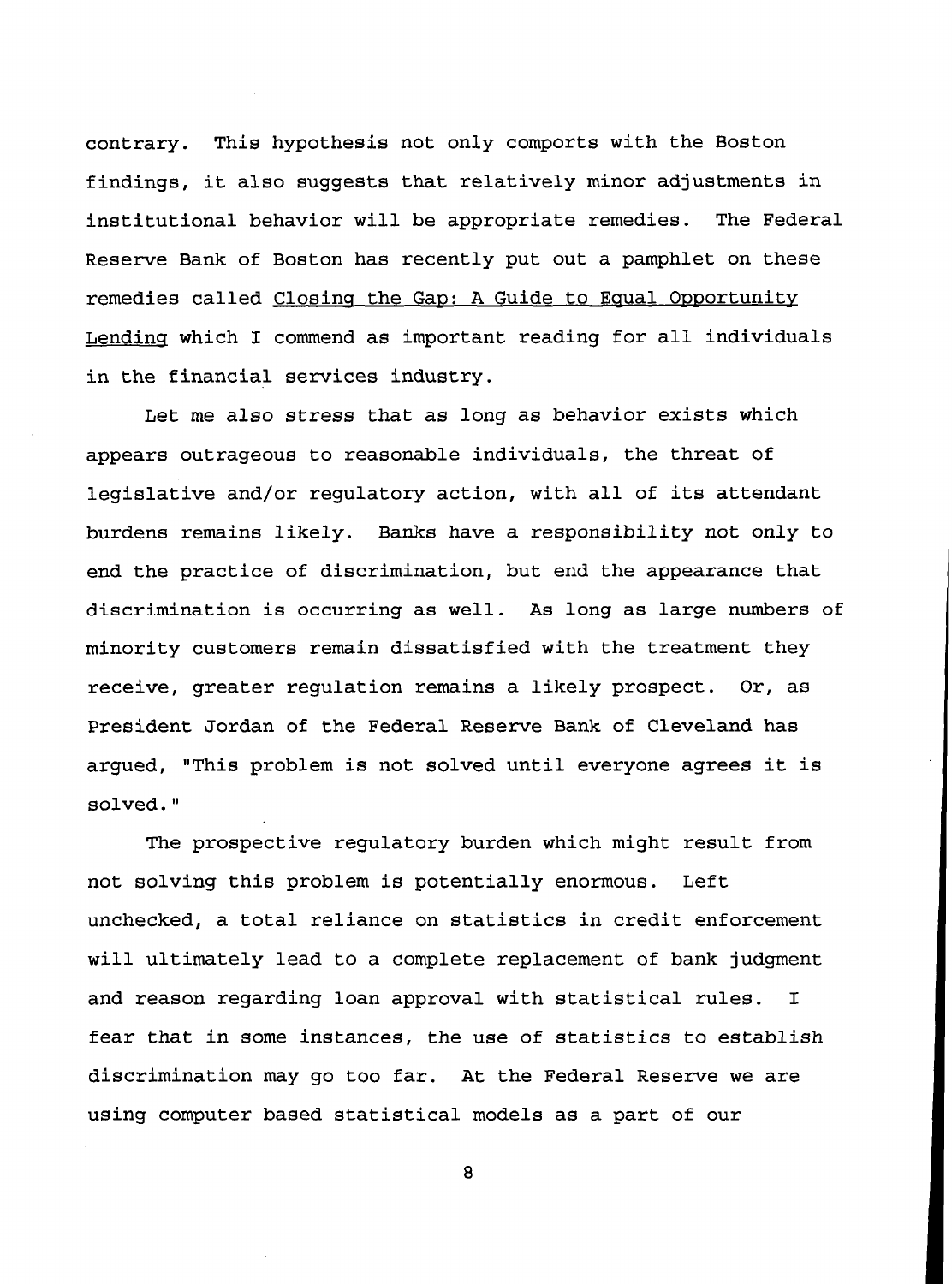contrary. This hypothesis not only comports with the Boston findings, it also suggests that relatively minor adjustments in institutional behavior will be appropriate remedies. The Federal Reserve Bank of Boston has recently put out a pamphlet on these remedies called Closing the Gap: A Guide to Equal Opportunity Lending which I commend as important reading for all individuals in the financial services industry.

Let me also stress that as long as behavior exists which appears outrageous to reasonable individuals, the threat of legislative and/or regulatory action, with all of its attendant burdens remains likely. Banks have a responsibility not only to end the practice of discrimination, but end the appearance that discrimination is occurring as well. As long as large numbers of minority customers remain dissatisfied with the treatment they receive, greater regulation remains a likely prospect. Or, as President Jordan of the Federal Reserve Bank of Cleveland has argued, "This problem is not solved until everyone agrees it is solved."

The prospective regulatory burden which might result from not solving this problem is potentially enormous. Left unchecked, a total reliance on statistics in credit enforcement will ultimately lead to a complete replacement of bank judgment and reason regarding loan approval with statistical rules. I fear that in some instances, the use of statistics to establish discrimination may go too far. At the Federal Reserve we are using computer based statistical models as a part of our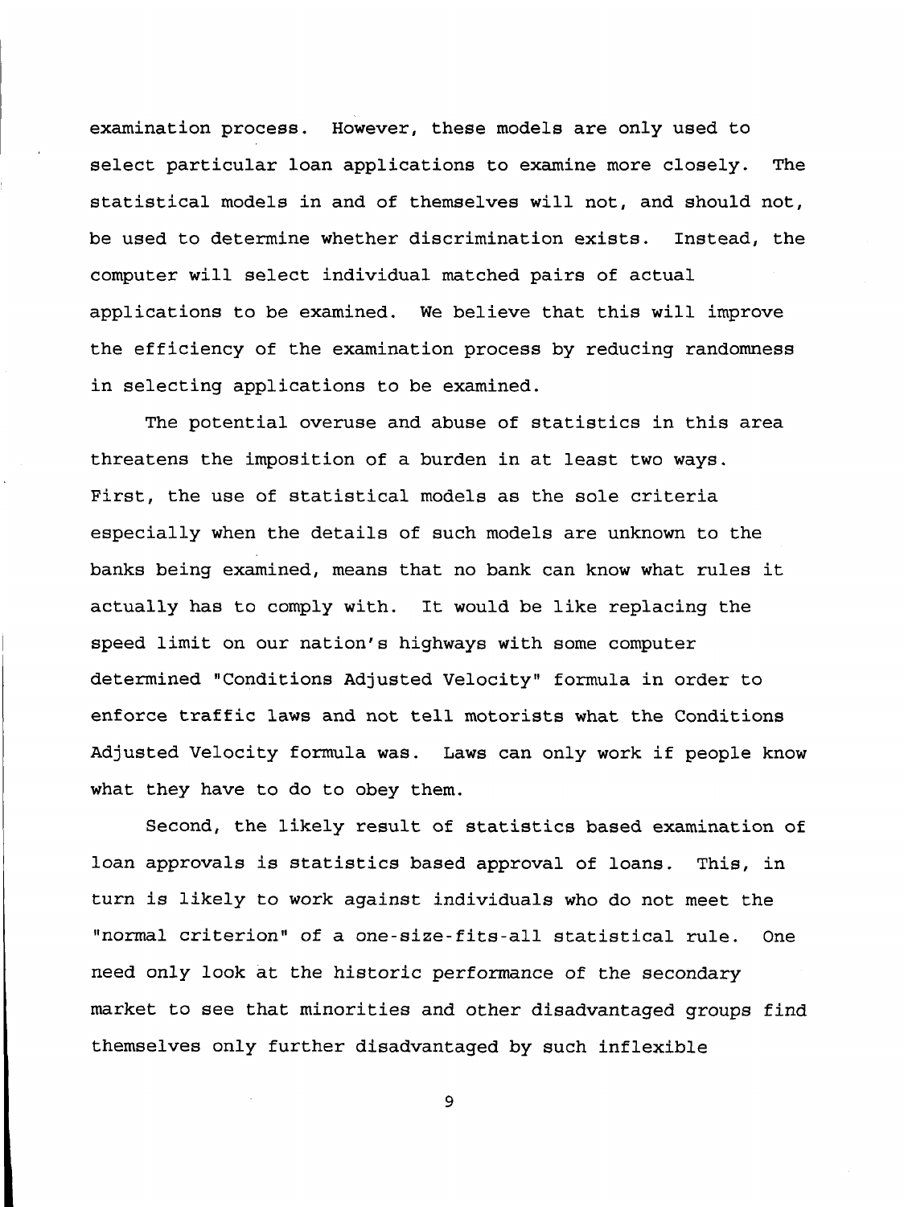examination process. However, these models are only used to select particular loan applications to examine more closely. The statistical models in and of themselves will not, and should not, be used to determine whether discrimination exists. Instead, the computer will select individual matched pairs of actual applications to be examined. We believe that this will improve the efficiency of the examination process by reducing randomness in selecting applications to be examined.

The potential overuse and abuse of statistics in this area threatens the imposition of a burden in at least two ways. First, the use of statistical models as the sole criteria especially when the details of such models are unknown to the banks being examined, means that no bank can know what rules it actually has to comply with. It would be like replacing the speed limit on our nation's highways with some computer determined "Conditions Adjusted Velocity" formula in order to enforce traffic laws and not tell motorists what the Conditions Adjusted Velocity formula was. Laws can only work if people know what they have to do to obey them.

Second, the likely result of statistics based examination of loan approvals is statistics based approval of loans. This, in turn is likely to work against individuals who do not meet the "normal criterion" of a one-size-fits-all statistical rule. One need only look at the historic performance of the secondary market to see that minorities and other disadvantaged groups find themselves only further disadvantaged by such inflexible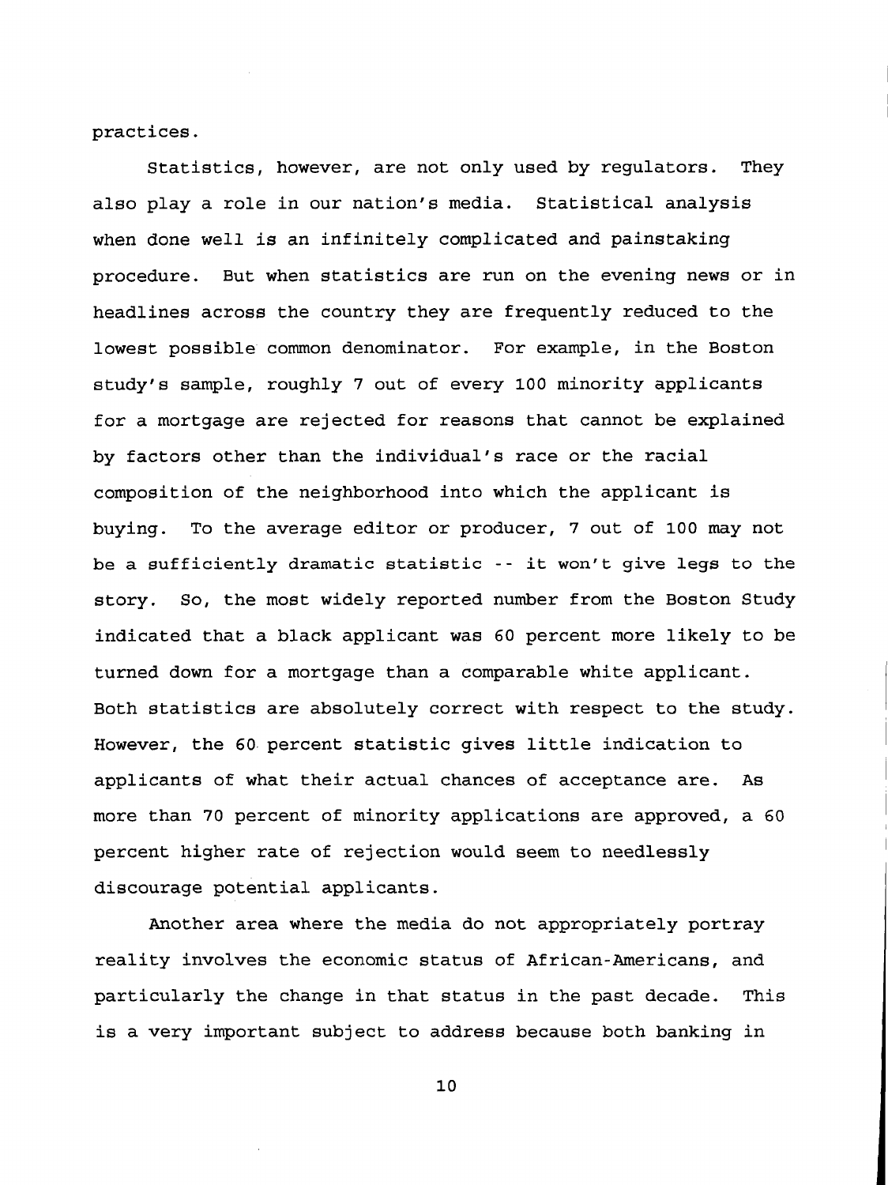practices.

Statistics, however, are not only used by regulators. They also play a role in our nation's media. Statistical analysis when done well is an infinitely complicated and painstaking procedure. But when statistics are run on the evening news or in headlines across the country they are frequently reduced to the lowest possible common denominator. For example, in the Boston study's sample, roughly 7 out of every 100 minority applicants for a mortgage are rejected for reasons that cannot be explained by factors other than the individual's race or the racial composition of the neighborhood into which the applicant is buying. To the average editor or producer, 7 out of 100 may not be a sufficiently dramatic statistic -- it won't give legs to the story. So, the most widely reported number from the Boston Study indicated that a black applicant was 60 percent more likely to be turned down for a mortgage than a comparable white applicant. Both statistics are absolutely correct with respect to the study. However, the 60 percent statistic gives little indication to applicants of what their actual chances of acceptance are. As more than 70 percent of minority applications are approved, a 60 percent higher rate of rejection would seem to needlessly discourage potential applicants.

Another area where the media do not appropriately portray reality involves the economic status of African-Americans, and particularly the change in that status in the past decade. This is a very important subject to address because both banking in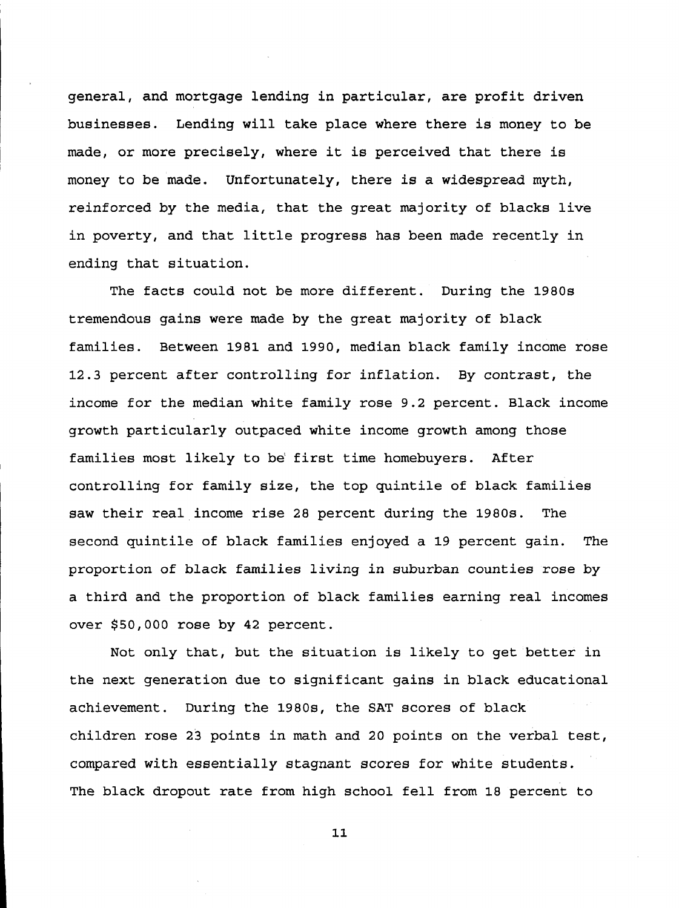general, and mortgage lending in particular, are profit driven businesses. Lending will take place where there is money to be made, or more precisely, where it is perceived that there is money to be made. Unfortunately, there is a widespread myth, reinforced by the media, that the great majority of blacks live in poverty, and that little progress has been made recently in ending that situation.

The facts could not be more different. During the 1980s tremendous gains were made by the great majority of black families. Between 1981 and 1990, median black family income rose 12.3 percent after controlling for inflation. By contrast, the income for the median white family rose 9.2 percent. Black income growth particularly outpaced white income growth among those families most likely to be first time homebuyers. After controlling for family size, the top quintile of black families saw their real income rise 28 percent during the 1980s. The second quintile of black families enjoyed a 19 percent gain. The proportion of black families living in suburban counties rose by a third and the proportion of black families earning real incomes over $50,000 rose by 42 percent.

Not only that, but the situation is likely to get better in the next generation due to significant gains in black educational achievement. During the 1980s, the SAT scores of black children rose 23 points in math and 20 points on the verbal test, compared with essentially stagnant scores for white students. The black dropout rate from high school fell from 18 percent to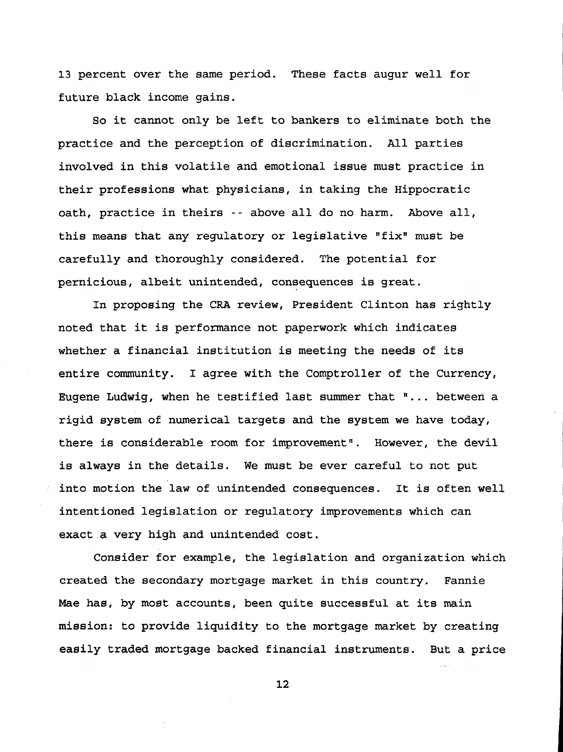13 percent over the same period. These facts augur well for future black income gains.

So it cannot only be left to bankers to eliminate both the practice and the perception of discrimination. All parties involved in this volatile and emotional issue must practice in their professions what physicians, in taking the Hippocratic oath, practice in theirs -- above all do no harm. Above all, this means that any regulatory or legislative "fix" must be carefully and thoroughly considered. The potential for pernicious, albeit unintended, consequences is great.

In proposing the CRA review, President Clinton has rightly noted that it is performance not paperwork which indicates whether a financial institution is meeting the needs of its entire community. I agree with the Comptroller of the Currency, Eugene Ludwig, when he testified last summer that "... between a rigid system of numerical targets and the system we have today, there is considerable room for improvement". However, the devil is always in the details. We must be ever careful to not put into motion the law of unintended consequences. It is often well intentioned legislation or regulatory improvements which can exact a very high and unintended cost.

Consider for example, the legislation and organization which created the secondary mortgage market in this country. Fannie Mae has, by most accounts, been quite successful at its main mission: to provide liquidity to the mortgage market by creating easily traded mortgage backed financial instruments. But a price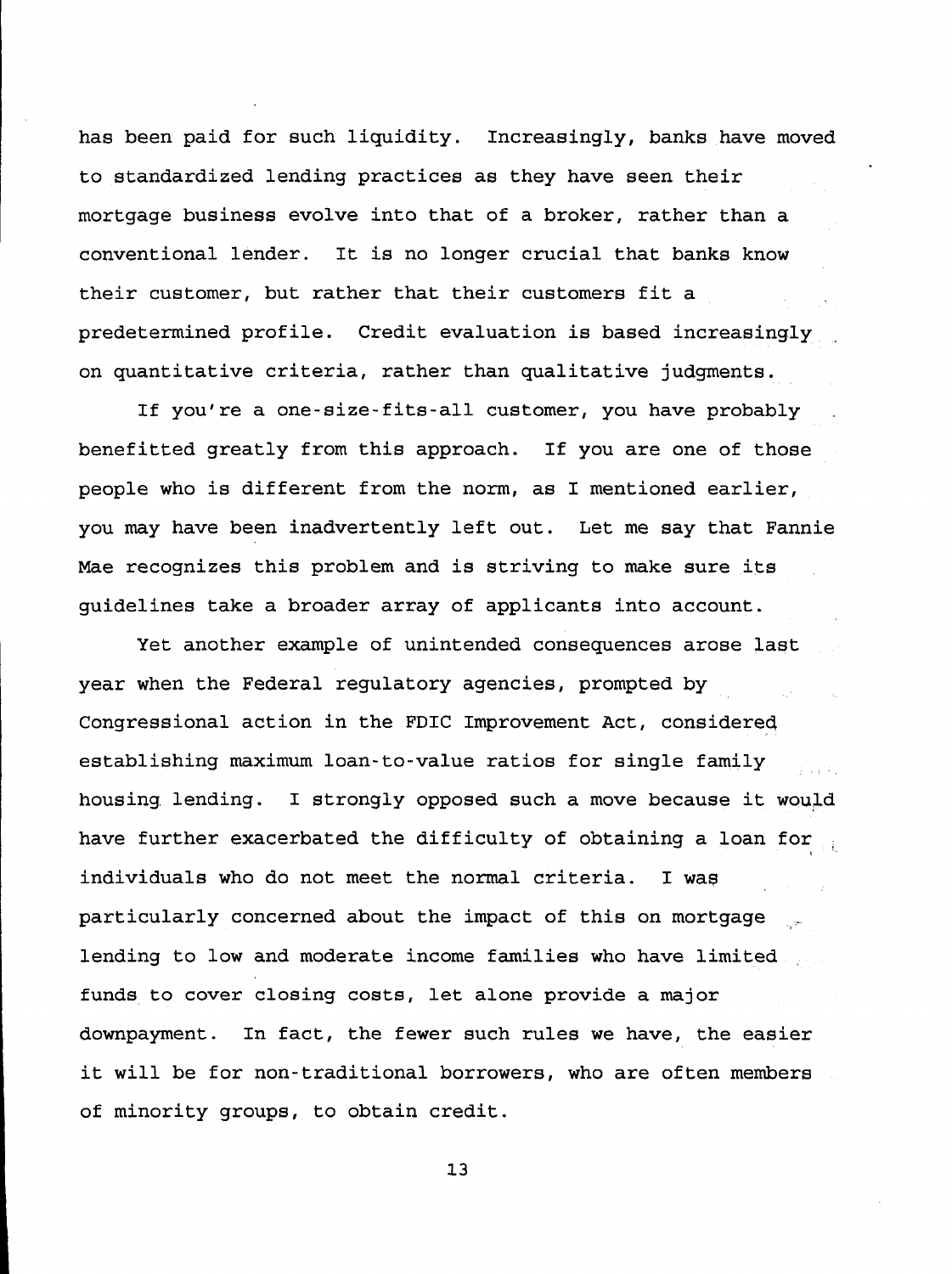has been paid for such liquidity. Increasingly, banks have moved to standardized lending practices as they have seen their mortgage business evolve into that of a broker, rather than a conventional lender. It is no longer crucial that banks know their customer, but rather that their customers fit a predetermined profile. Credit evaluation is based increasingly on quantitative criteria, rather than qualitative judgments.

If you're a one-size-fits-all customer, you have probably benefitted greatly from this approach. If you are one of those people who is different from the norm, as I mentioned earlier, you may have been inadvertently left out. Let me say that Fannie Mae recognizes this problem and is striving to make sure its guidelines take a broader array of applicants into account.

Yet another example of unintended consequences arose last year when the Federal regulatory agencies, prompted by Congressional action in the FDIC Improvement Act, considered establishing maximum loan-to-value ratios for single family housing lending. I strongly opposed such a move because it would have further exacerbated the difficulty of obtaining a loan for individuals who do not meet the normal criteria. I was particularly concerned about the impact of this on mortgage lending to low and moderate income families who have limited funds to cover closing costs, let alone provide a major downpayment. In fact, the fewer such rules we have, the easier it will be for non-traditional borrowers, who are often members of minority groups, to obtain credit.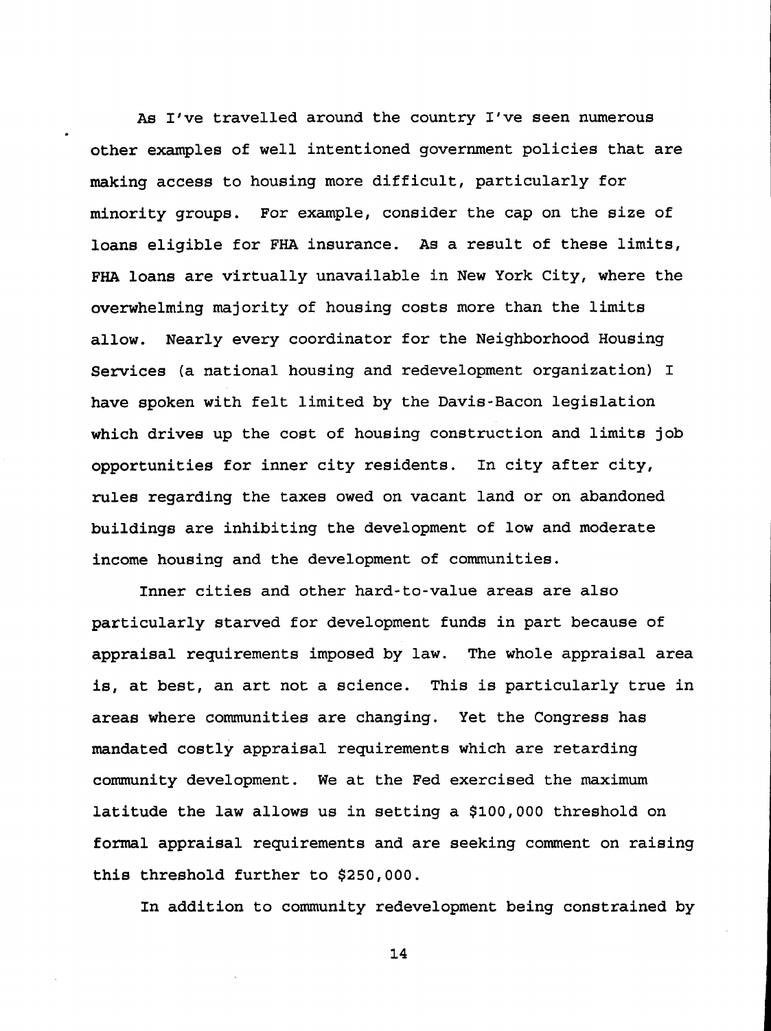As I've travelled around the country I've seen numerous other examples of well intentioned government policies that are making access to housing more difficult, particularly for minority groups. For example, consider the cap on the size of loans eligible for FHA insurance. As a result of these limits, FHA loans are virtually unavailable in New York City, where the overwhelming majority of housing costs more than the limits allow. Nearly every coordinator for the Neighborhood Housing Services (a national housing and redevelopment organization) I have spoken with felt limited by the Davis-Bacon legislation which drives up the cost of housing construction and limits job opportunities for inner city residents. In city after city, rules regarding the taxes owed on vacant land or on abandoned buildings are inhibiting the development of low and moderate income housing and the development of communities.

Inner cities and other hard-to-value areas are also particularly starved for development funds in part because of appraisal requirements imposed by law. The whole appraisal area is, at best, an art not a science. This is particularly true in areas where communities are changing. Yet the Congress has mandated costly appraisal requirements which are retarding community development. We at the Fed exercised the maximum latitude the law allows us in setting a $100,000 threshold on formal appraisal requirements and are seeking comment on raising this threshold further to $250,000.

In addition to community redevelopment being constrained by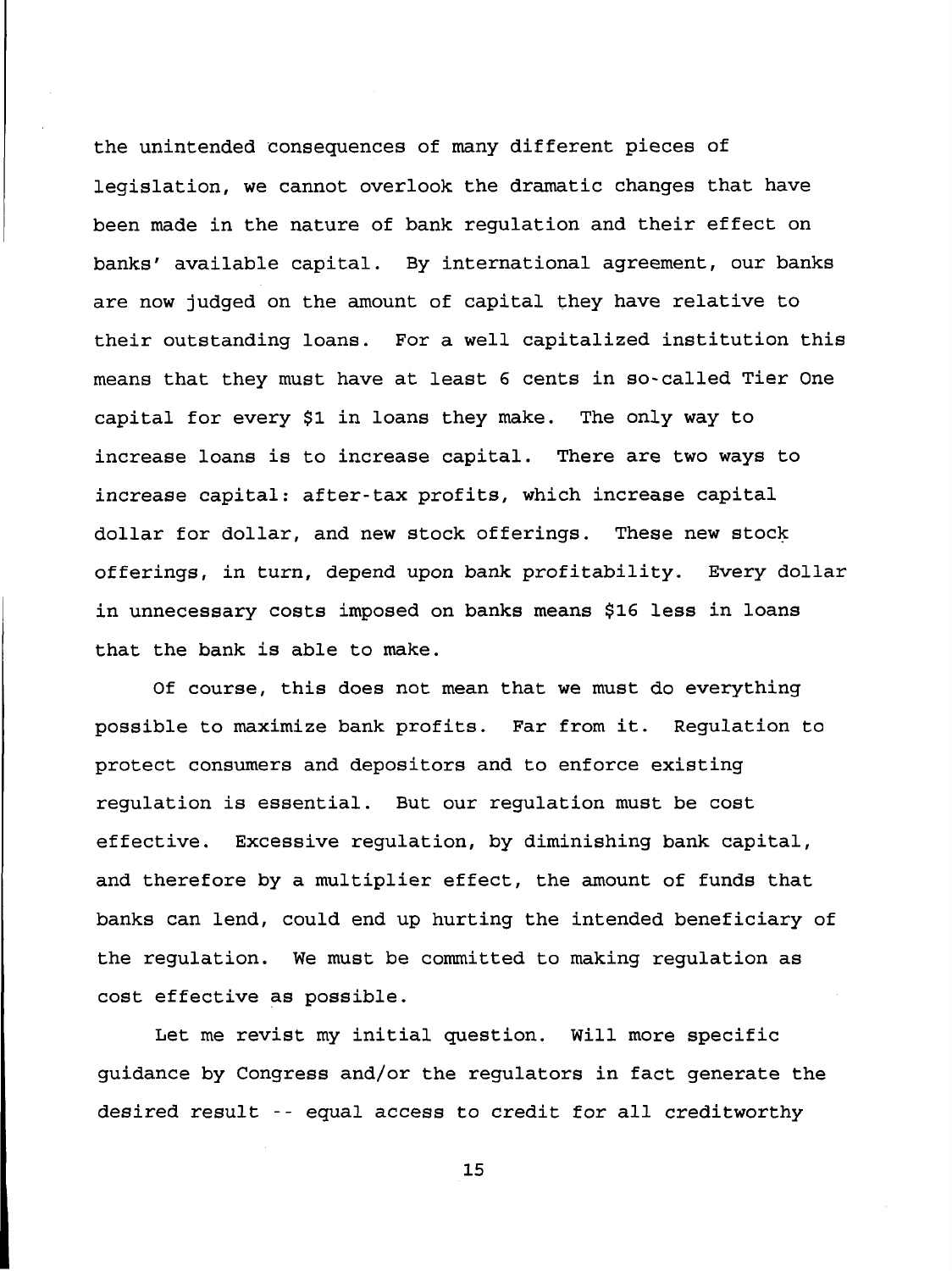the unintended consequences of many different pieces of legislation, we cannot overlook the dramatic changes that have been made in the nature of bank regulation and their effect on banks' available capital. By international agreement, our banks are now judged on the amount of capital they have relative to their outstanding loans. For a well capitalized institution this means that they must have at least 6 cents in so-called Tier One capital for every $1 in loans they make. The only way to increase loans is to increase capital. There are two ways to increase capital: after-tax profits, which increase capital dollar for dollar, and new stock offerings. These new stock offerings, in turn, depend upon bank profitability. Every dollar in unnecessary costs imposed on banks means $16 less in loans that the bank is able to make.

Of course, this does not mean that we must do everything possible to maximize bank profits. Far from it. Regulation to protect consumers and depositors and to enforce existing regulation is essential. But our regulation must be cost effective. Excessive regulation, by diminishing bank capital, and therefore by a multiplier effect, the amount of funds that banks can lend, could end up hurting the intended beneficiary of the regulation. We must be committed to making regulation as cost effective as possible.

Let me revist my initial question. Will more specific guidance by Congress and/or the regulators in fact generate the desired result -- equal access to credit for all creditworthy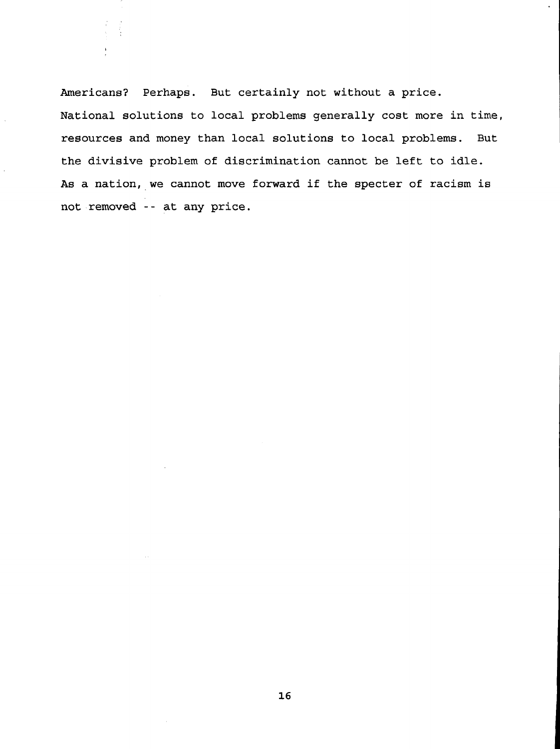Americans? Perhaps. But certainly not without a price. National solutions to local problems generally cost more in time, resources and money than local solutions to local problems. But the divisive problem of discrimination cannot be left to idle. As a nation, we cannot move forward if the specter of racism is not removed -- at any price.